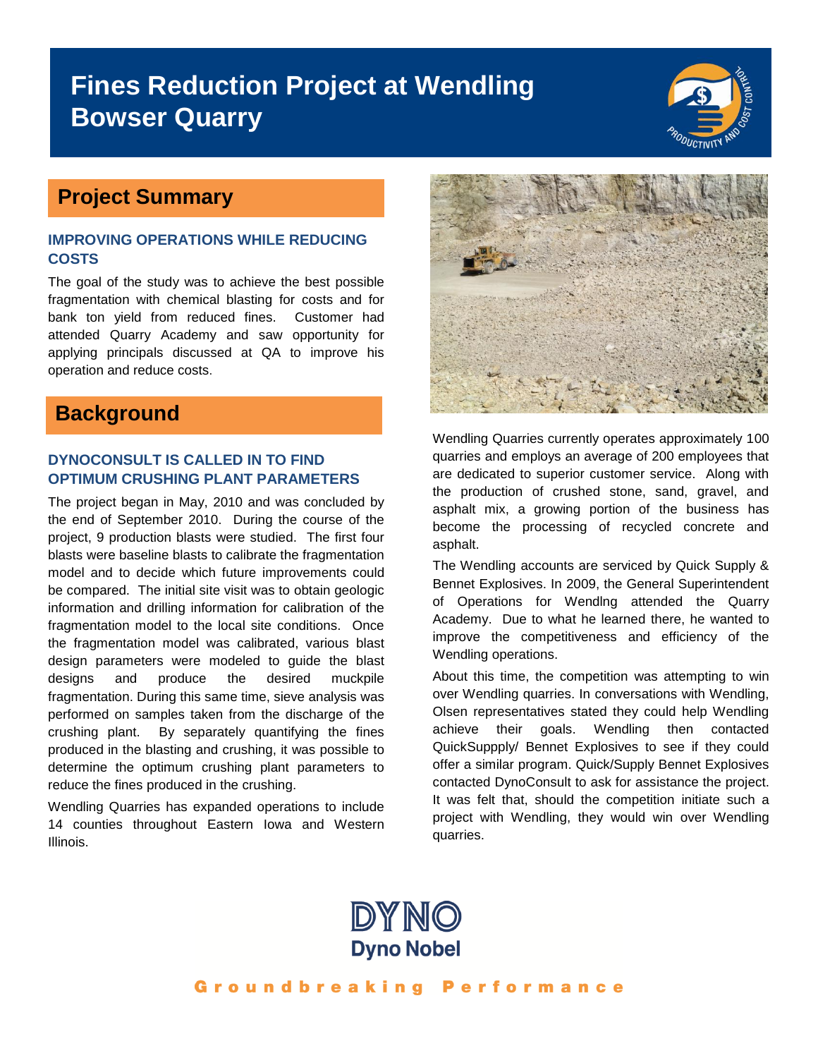# Fines Reduction Project at Wendling Bowser Quarry

## Project Summary

### IMPROVING OPERATIONS WHILE REDUCING COSTS

The goal of the study was to achieve the best possible fragmentation with chemical blasting for costs and for bank ton yield from reduced fines. Customer had attended Quarry Academy and saw opportunity for applying principals discussed at QA to improve his operation and reduce costs.

## Background

### DYNOCONSULT IS CALLED IN TO FIND OPTIMUM CRUSHING PLANT PARAMETERS

The project began in May, 2010 and was concluded by the end of September 2010. During the course of the project, 9 production blasts were studied. The first four blasts were baseline blasts to calibrate the fragmentation model and to decide which future improvements could be compared. The initial site visit was to obtain geologic information and drilling information for calibration of the fragmentation model to the local site conditions. Once the fragmentation model was calibrated, various blast design parameters were modeled to guide the blast designs and produce the desired muckpile fragmentation. During this same time, sieve analysis was performed on samples taken from the discharge of the crushing plant. By separately quantifying the fines produced in the blasting and crushing, it was possible to determine the optimum crushing plant parameters to reduce the fines produced in the crushing.

Wendling Quarries has expanded operations to include 14 counties throughout Eastern Iowa and Western Illinois.

Wendling Quarries currently operates approximately 100 quarries and employs an average of 200 employees that are dedicated to superior customer service. Along with the production of crushed stone, sand, gravel, and asphalt mix, a growing portion of the business has become the processing of recycled concrete and asphalt.

The Wendling accounts are serviced by Quick Supply & Bennet Explosives. In 2009, the General Superintendent of Operations for Wendlng attended the Quarry Academy. Due to what he learned there, he wanted to improve the competitiveness and efficiency of the Wendling operations.

About this time, the competition was attempting to win over Wendling quarries. In conversations with Wendling, Olsen representatives stated they could help Wendling achieve their goals. Wendling then contacted QuickSuppply/ Bennet Explosives to see if they could offer a similar program. Quick/Supply Bennet Explosives contacted DynoConsult to ask for assistance the project. It was felt that, should the competition initiate such a project with Wendling, they would win over Wendling quarries.

DYNO
Dyno Nobel

Groundbreaking Performance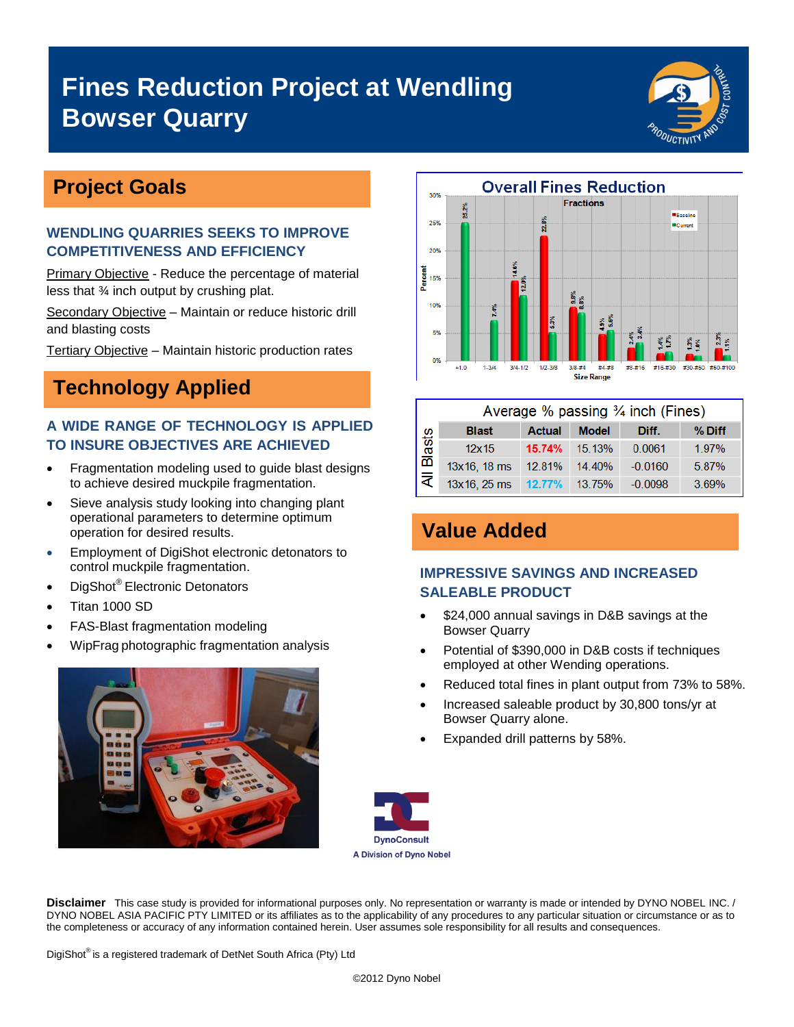# Fines Reduction Project at Wendling Bowser Quarry

PRODUCTIVITY AND COST CONTROL

## Project Goals

### WENDLING QUARRIES SEEKS TO IMPROVE COMPETITIVENESS AND EFFICIENCY

Primary Objective - Reduce the percentage of material less that ¾ inch output by crushing plat.

Secondary Objective – Maintain or reduce historic drill and blasting costs

Tertiary Objective – Maintain historic production rates

## Technology Applied

### A WIDE RANGE OF TECHNOLOGY IS APPLIED TO INSURE OBJECTIVES ARE ACHIEVED

- Fragmentation modeling used to guide blast designs to achieve desired muckpile fragmentation.
- Sieve analysis study looking into changing plant operational parameters to determine optimum operation for desired results.
- Employment of DigiShot electronic detonators to control muckpile fragmentation.
- DigShot® Electronic Detonators
- Titan 1000 SD
- FAS-Blast fragmentation modeling
- WipFrag photographic fragmentation analysis

Overall Fines Reduction

Fractions

Baseline
Current

Percent

30%
25%
20%
15%
10%
5%
0%

25.2%
7.4%
14.6%
12.0%
22.8%
5.3%
9.8%
8.8%
4.9%
5.6%
2.4%
3.4%
1.4%
1.7%
1.3%
1.0%
2.3%
1.1%

+1.0
1-3/4
3/4-1/2
1/2-3/8
3/8-#4
#4-#8
#8-#16
#16-#30
#30-#50
#50-#100

Size Range

Average % passing ¾ inch (Fines)

| | Blast | Actual | Model | Diff. | % Diff |
|---|---|---|---|---|---|
| All Blasts | 12x15 | 15.74% | 15.13% | 0.0061 | 1.97% |
| | 13x16, 18 ms | 12.81% | 14.40% | -0.0160 | 5.87% |
| | 13x16, 25 ms | 12.77% | 13.75% | -0.0098 | 3.69% |

## Value Added

### IMPRESSIVE SAVINGS AND INCREASED SALEABLE PRODUCT

- $24,000 annual savings in D&B savings at the Bowser Quarry
- Potential of $390,000 in D&B costs if techniques employed at other Wending operations.
- Reduced total fines in plant output from 73% to 58%.
- Increased saleable product by 30,800 tons/yr at Bowser Quarry alone.
- Expanded drill patterns by 58%.

DynoConsult
A Division of Dyno Nobel

**Disclaimer** This case study is provided for informational purposes only. No representation or warranty is made or intended by DYNO NOBEL INC. / DYNO NOBEL ASIA PACIFIC PTY LIMITED or its affiliates as to the applicability of any procedures to any particular situation or circumstance or as to the completeness or accuracy of any information contained herein. User assumes sole responsibility for all results and consequences.

DigiShot® is a registered trademark of DetNet South Africa (Pty) Ltd

©2012 Dyno Nobel